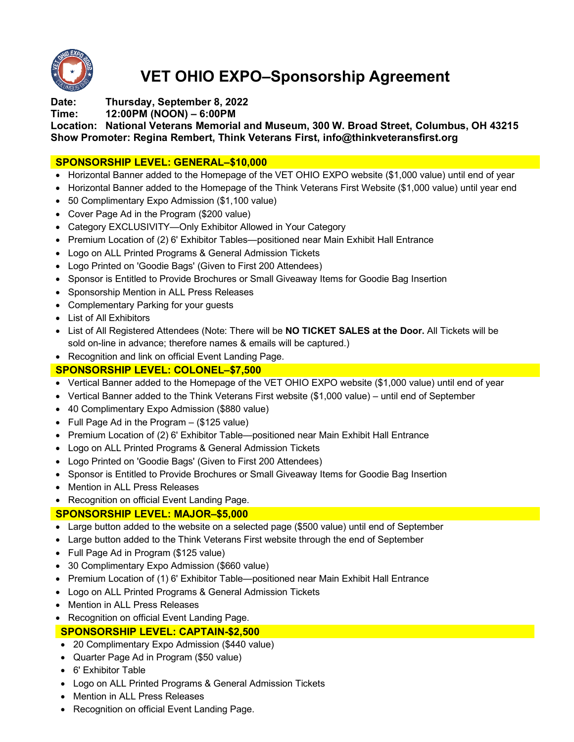# VET OHIO EXPO–Sponsorship Agreement

**Date:** Thursday, September 8, 2022
**Time:** 12:00PM (NOON) – 6:00PM
**Location:** National Veterans Memorial and Museum, 300 W. Broad Street, Columbus, OH 43215
**Show Promoter:** Regina Rembert, Think Veterans First, info@thinkveteransfirst.org

## SPONSORSHIP LEVEL: GENERAL–$10,000

- Horizontal Banner added to the Homepage of the VET OHIO EXPO website ($1,000 value) until end of year
- Horizontal Banner added to the Homepage of the Think Veterans First Website ($1,000 value) until year end
- 50 Complimentary Expo Admission ($1,100 value)
- Cover Page Ad in the Program ($200 value)
- Category EXCLUSIVITY—Only Exhibitor Allowed in Your Category
- Premium Location of (2) 6' Exhibitor Tables—positioned near Main Exhibit Hall Entrance
- Logo on ALL Printed Programs & General Admission Tickets
- Logo Printed on 'Goodie Bags' (Given to First 200 Attendees)
- Sponsor is Entitled to Provide Brochures or Small Giveaway Items for Goodie Bag Insertion
- Sponsorship Mention in ALL Press Releases
- Complementary Parking for your guests
- List of All Exhibitors
- List of All Registered Attendees (Note: There will be **NO TICKET SALES at the Door.** All Tickets will be sold on-line in advance; therefore names & emails will be captured.)
- Recognition and link on official Event Landing Page.

## SPONSORSHIP LEVEL: COLONEL–$7,500

- Vertical Banner added to the Homepage of the VET OHIO EXPO website ($1,000 value) until end of year
- Vertical Banner added to the Think Veterans First website ($1,000 value) – until end of September
- 40 Complimentary Expo Admission ($880 value)
- Full Page Ad in the Program – ($125 value)
- Premium Location of (2) 6' Exhibitor Table—positioned near Main Exhibit Hall Entrance
- Logo on ALL Printed Programs & General Admission Tickets
- Logo Printed on 'Goodie Bags' (Given to First 200 Attendees)
- Sponsor is Entitled to Provide Brochures or Small Giveaway Items for Goodie Bag Insertion
- Mention in ALL Press Releases
- Recognition on official Event Landing Page.

## SPONSORSHIP LEVEL: MAJOR–$5,000

- Large button added to the website on a selected page ($500 value) until end of September
- Large button added to the Think Veterans First website through the end of September
- Full Page Ad in Program ($125 value)
- 30 Complimentary Expo Admission ($660 value)
- Premium Location of (1) 6' Exhibitor Table—positioned near Main Exhibit Hall Entrance
- Logo on ALL Printed Programs & General Admission Tickets
- Mention in ALL Press Releases
- Recognition on official Event Landing Page.

## SPONSORSHIP LEVEL: CAPTAIN-$2,500

- 20 Complimentary Expo Admission ($440 value)
- Quarter Page Ad in Program ($50 value)
- 6' Exhibitor Table
- Logo on ALL Printed Programs & General Admission Tickets
- Mention in ALL Press Releases
- Recognition on official Event Landing Page.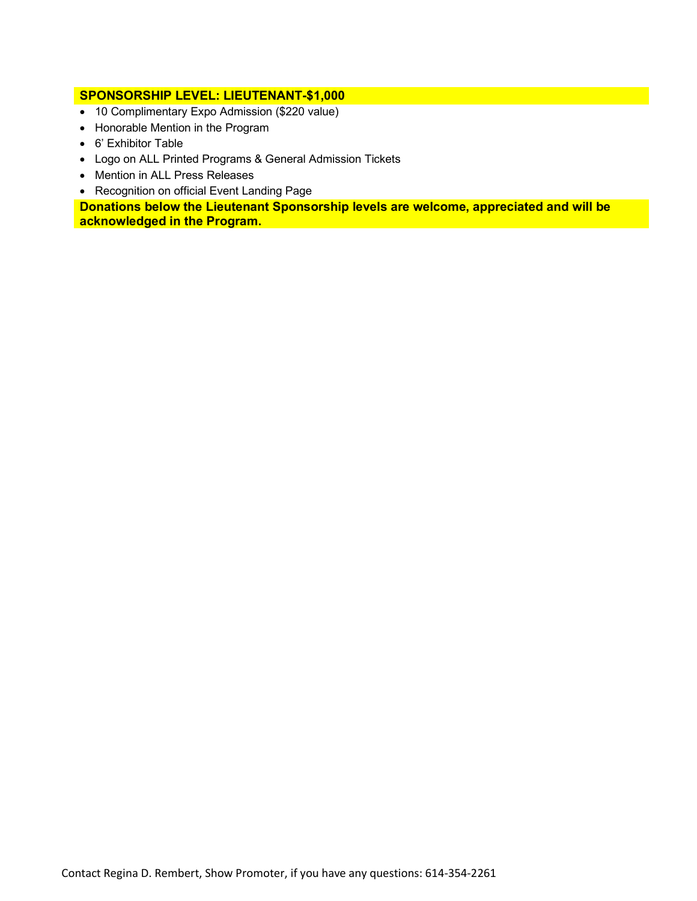**SPONSORSHIP LEVEL: LIEUTENANT-$1,000**

- 10 Complimentary Expo Admission ($220 value)
- Honorable Mention in the Program
- 6' Exhibitor Table
- Logo on ALL Printed Programs & General Admission Tickets
- Mention in ALL Press Releases
- Recognition on official Event Landing Page

**Donations below the Lieutenant Sponsorship levels are welcome, appreciated and will be acknowledged in the Program.**

Contact Regina D. Rembert, Show Promoter, if you have any questions: 614-354-2261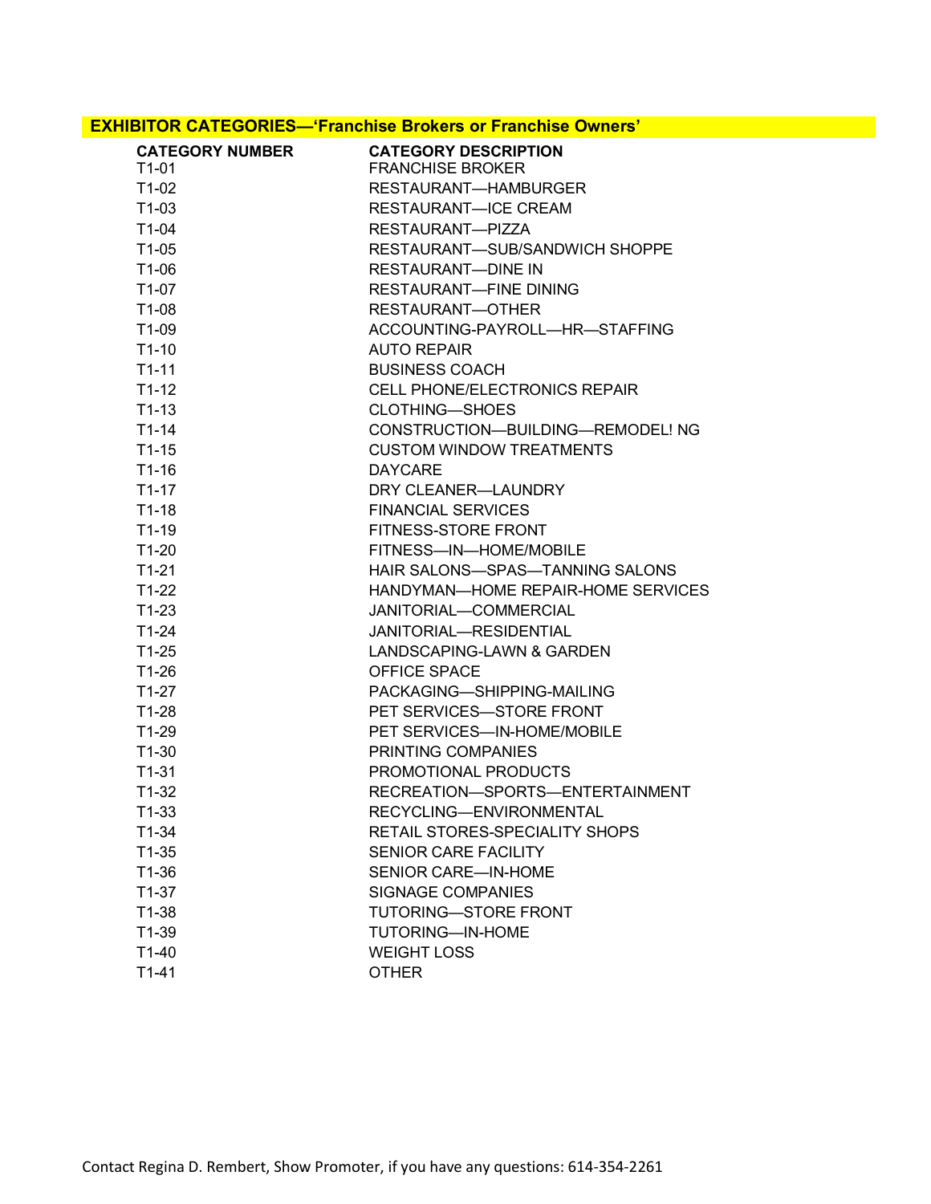## EXHIBITOR CATEGORIES—'Franchise Brokers or Franchise Owners'

| CATEGORY NUMBER | CATEGORY DESCRIPTION |
|---|---|
| T1-01 | FRANCHISE BROKER |
| T1-02 | RESTAURANT—HAMBURGER |
| T1-03 | RESTAURANT—ICE CREAM |
| T1-04 | RESTAURANT—PIZZA |
| T1-05 | RESTAURANT—SUB/SANDWICH SHOPPE |
| T1-06 | RESTAURANT—DINE IN |
| T1-07 | RESTAURANT—FINE DINING |
| T1-08 | RESTAURANT—OTHER |
| T1-09 | ACCOUNTING-PAYROLL—HR—STAFFING |
| T1-10 | AUTO REPAIR |
| T1-11 | BUSINESS COACH |
| T1-12 | CELL PHONE/ELECTRONICS REPAIR |
| T1-13 | CLOTHING—SHOES |
| T1-14 | CONSTRUCTION—BUILDING—REMODEL! NG |
| T1-15 | CUSTOM WINDOW TREATMENTS |
| T1-16 | DAYCARE |
| T1-17 | DRY CLEANER—LAUNDRY |
| T1-18 | FINANCIAL SERVICES |
| T1-19 | FITNESS-STORE FRONT |
| T1-20 | FITNESS—IN—HOME/MOBILE |
| T1-21 | HAIR SALONS—SPAS—TANNING SALONS |
| T1-22 | HANDYMAN—HOME REPAIR-HOME SERVICES |
| T1-23 | JANITORIAL—COMMERCIAL |
| T1-24 | JANITORIAL—RESIDENTIAL |
| T1-25 | LANDSCAPING-LAWN & GARDEN |
| T1-26 | OFFICE SPACE |
| T1-27 | PACKAGING—SHIPPING-MAILING |
| T1-28 | PET SERVICES—STORE FRONT |
| T1-29 | PET SERVICES—IN-HOME/MOBILE |
| T1-30 | PRINTING COMPANIES |
| T1-31 | PROMOTIONAL PRODUCTS |
| T1-32 | RECREATION—SPORTS—ENTERTAINMENT |
| T1-33 | RECYCLING—ENVIRONMENTAL |
| T1-34 | RETAIL STORES-SPECIALITY SHOPS |
| T1-35 | SENIOR CARE FACILITY |
| T1-36 | SENIOR CARE—IN-HOME |
| T1-37 | SIGNAGE COMPANIES |
| T1-38 | TUTORING—STORE FRONT |
| T1-39 | TUTORING—IN-HOME |
| T1-40 | WEIGHT LOSS |
| T1-41 | OTHER |

Contact Regina D. Rembert, Show Promoter, if you have any questions: 614-354-2261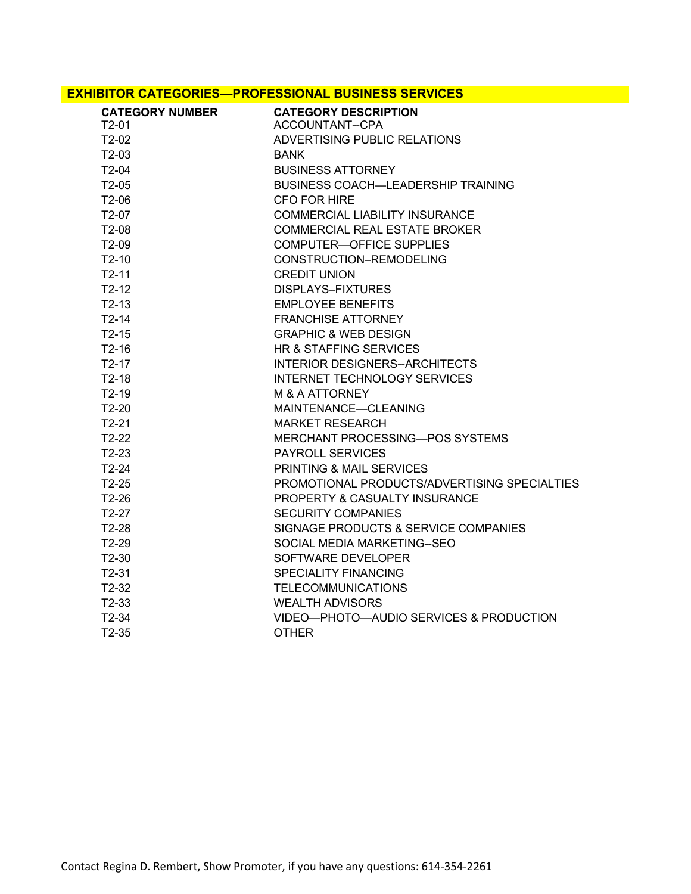## EXHIBITOR CATEGORIES—PROFESSIONAL BUSINESS SERVICES

| CATEGORY NUMBER | CATEGORY DESCRIPTION |
| --- | --- |
| T2-01 | ACCOUNTANT--CPA |
| T2-02 | ADVERTISING PUBLIC RELATIONS |
| T2-03 | BANK |
| T2-04 | BUSINESS ATTORNEY |
| T2-05 | BUSINESS COACH—LEADERSHIP TRAINING |
| T2-06 | CFO FOR HIRE |
| T2-07 | COMMERCIAL LIABILITY INSURANCE |
| T2-08 | COMMERCIAL REAL ESTATE BROKER |
| T2-09 | COMPUTER—OFFICE SUPPLIES |
| T2-10 | CONSTRUCTION–REMODELING |
| T2-11 | CREDIT UNION |
| T2-12 | DISPLAYS–FIXTURES |
| T2-13 | EMPLOYEE BENEFITS |
| T2-14 | FRANCHISE ATTORNEY |
| T2-15 | GRAPHIC & WEB DESIGN |
| T2-16 | HR & STAFFING SERVICES |
| T2-17 | INTERIOR DESIGNERS--ARCHITECTS |
| T2-18 | INTERNET TECHNOLOGY SERVICES |
| T2-19 | M & A ATTORNEY |
| T2-20 | MAINTENANCE—CLEANING |
| T2-21 | MARKET RESEARCH |
| T2-22 | MERCHANT PROCESSING—POS SYSTEMS |
| T2-23 | PAYROLL SERVICES |
| T2-24 | PRINTING & MAIL SERVICES |
| T2-25 | PROMOTIONAL PRODUCTS/ADVERTISING SPECIALTIES |
| T2-26 | PROPERTY & CASUALTY INSURANCE |
| T2-27 | SECURITY COMPANIES |
| T2-28 | SIGNAGE PRODUCTS & SERVICE COMPANIES |
| T2-29 | SOCIAL MEDIA MARKETING--SEO |
| T2-30 | SOFTWARE DEVELOPER |
| T2-31 | SPECIALITY FINANCING |
| T2-32 | TELECOMMUNICATIONS |
| T2-33 | WEALTH ADVISORS |
| T2-34 | VIDEO—PHOTO—AUDIO SERVICES & PRODUCTION |
| T2-35 | OTHER |

Contact Regina D. Rembert, Show Promoter, if you have any questions: 614-354-2261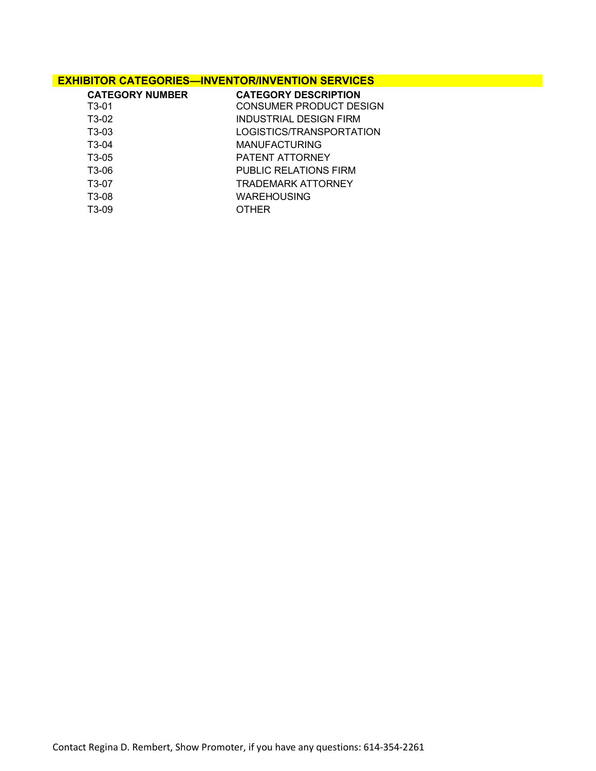## EXHIBITOR CATEGORIES—INVENTOR/INVENTION SERVICES

| CATEGORY NUMBER | CATEGORY DESCRIPTION |
| --- | --- |
| T3-01 | CONSUMER PRODUCT DESIGN |
| T3-02 | INDUSTRIAL DESIGN FIRM |
| T3-03 | LOGISTICS/TRANSPORTATION |
| T3-04 | MANUFACTURING |
| T3-05 | PATENT ATTORNEY |
| T3-06 | PUBLIC RELATIONS FIRM |
| T3-07 | TRADEMARK ATTORNEY |
| T3-08 | WAREHOUSING |
| T3-09 | OTHER |

Contact Regina D. Rembert, Show Promoter, if you have any questions: 614-354-2261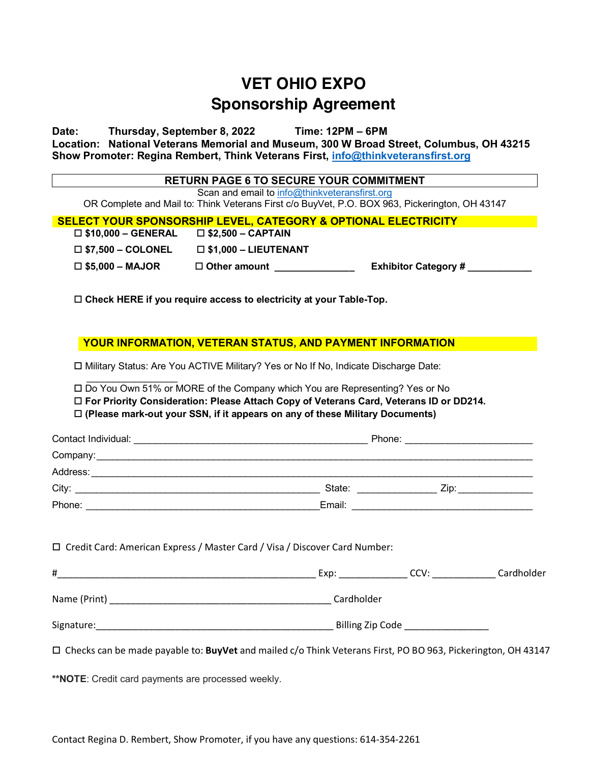# VET OHIO EXPO
# Sponsorship Agreement

**Date: Thursday, September 8, 2022 Time: 12PM – 6PM**
**Location: National Veterans Memorial and Museum, 300 W Broad Street, Columbus, OH 43215**
**Show Promoter: Regina Rembert, Think Veterans First, info@thinkveteransfirst.org**

**RETURN PAGE 6 TO SECURE YOUR COMMITMENT**

Scan and email to info@thinkveteransfirst.org
OR Complete and Mail to: Think Veterans First c/o BuyVet, P.O. BOX 963, Pickerington, OH 43147

**SELECT YOUR SPONSORSHIP LEVEL, CATEGORY & OPTIONAL ELECTRICITY**

☐ **$10,000 – GENERAL** ☐ **$2,500 – CAPTAIN**

☐ **$7,500 – COLONEL** ☐ **$1,000 – LIEUTENANT**

☐ **$5,000 – MAJOR** ☐ **Other amount _______________** **Exhibitor Category # ____________**

☐ **Check HERE if you require access to electricity at your Table-Top.**

**YOUR INFORMATION, VETERAN STATUS, AND PAYMENT INFORMATION**

☐ Military Status: Are You ACTIVE Military? Yes or No If No, Indicate Discharge Date: _________________

☐ Do You Own 51% or MORE of the Company which You are Representing? Yes or No

☐ **For Priority Consideration: Please Attach Copy of Veterans Card, Veterans ID or DD214.**

☐ **(Please mark-out your SSN, if it appears on any of these Military Documents)**

Contact Individual: _____________________________________________ Phone: ________________________

Company: _________________________________________________________________________________

Address: __________________________________________________________________________________

City: _______________________________________________ State: _______________ Zip: ______________

Phone: _____________________________________________ Email: ___________________________________

☐ Credit Card: American Express / Master Card / Visa / Discover Card Number:

#__________________________________________________ Exp: _____________ CCV: ____________ Cardholder

Name (Print) ___________________________________________ Cardholder

Signature: _______________________________________________ Billing Zip Code ________________

☐ Checks can be made payable to: **BuyVet** and mailed c/o Think Veterans First, PO BO 963, Pickerington, OH 43147

****NOTE**: Credit card payments are processed weekly.

Contact Regina D. Rembert, Show Promoter, if you have any questions: 614-354-2261